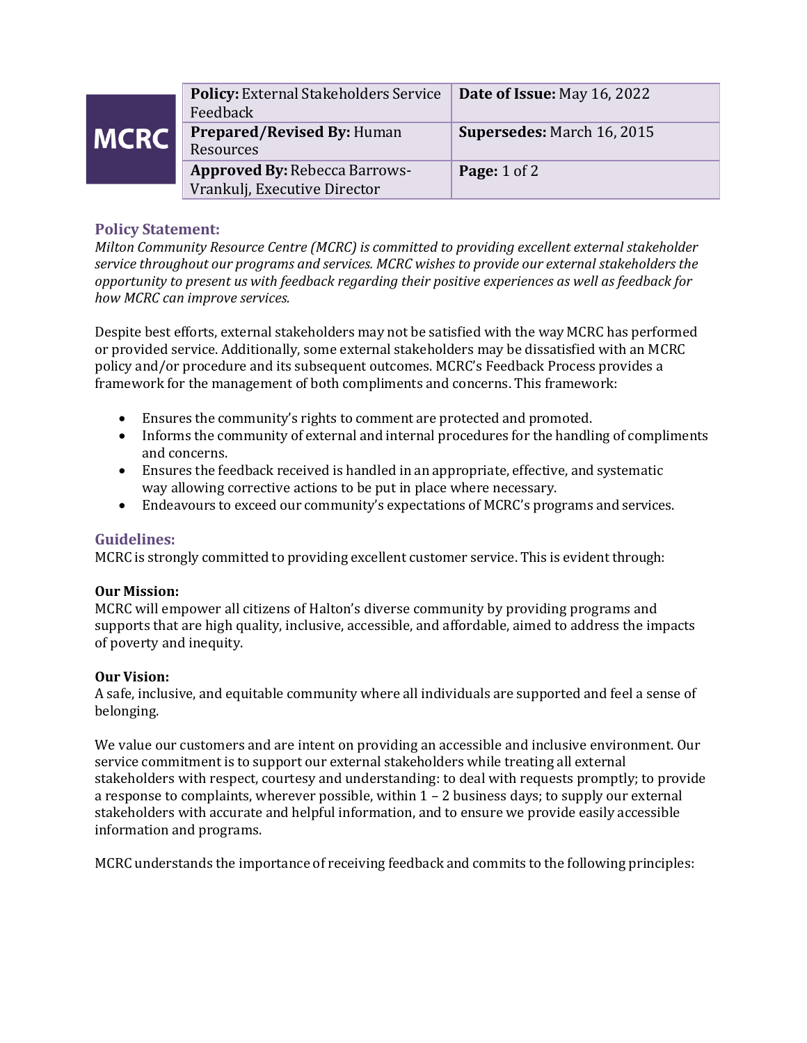| MCRC | Policy: External Stakeholders Service Feedback | Date of Issue: May 16, 2022 |
|---|---|---|
| | **Prepared/Revised By:** Human Resources | **Supersedes:** March 16, 2015 |
| | **Approved By:** Rebecca Barrows-Vrankulj, Executive Director | **Page:** 1 of 2 |

## Policy Statement:

*Milton Community Resource Centre (MCRC) is committed to providing excellent external stakeholder service throughout our programs and services. MCRC wishes to provide our external stakeholders the opportunity to present us with feedback regarding their positive experiences as well as feedback for how MCRC can improve services.*

Despite best efforts, external stakeholders may not be satisfied with the way MCRC has performed or provided service. Additionally, some external stakeholders may be dissatisfied with an MCRC policy and/or procedure and its subsequent outcomes. MCRC's Feedback Process provides a framework for the management of both compliments and concerns. This framework:

- Ensures the community's rights to comment are protected and promoted.
- Informs the community of external and internal procedures for the handling of compliments and concerns.
- Ensures the feedback received is handled in an appropriate, effective, and systematic way allowing corrective actions to be put in place where necessary.
- Endeavours to exceed our community's expectations of MCRC's programs and services.

## Guidelines:

MCRC is strongly committed to providing excellent customer service. This is evident through:

**Our Mission:**
MCRC will empower all citizens of Halton's diverse community by providing programs and supports that are high quality, inclusive, accessible, and affordable, aimed to address the impacts of poverty and inequity.

**Our Vision:**
A safe, inclusive, and equitable community where all individuals are supported and feel a sense of belonging.

We value our customers and are intent on providing an accessible and inclusive environment. Our service commitment is to support our external stakeholders while treating all external stakeholders with respect, courtesy and understanding: to deal with requests promptly; to provide a response to complaints, wherever possible, within 1 – 2 business days; to supply our external stakeholders with accurate and helpful information, and to ensure we provide easily accessible information and programs.

MCRC understands the importance of receiving feedback and commits to the following principles: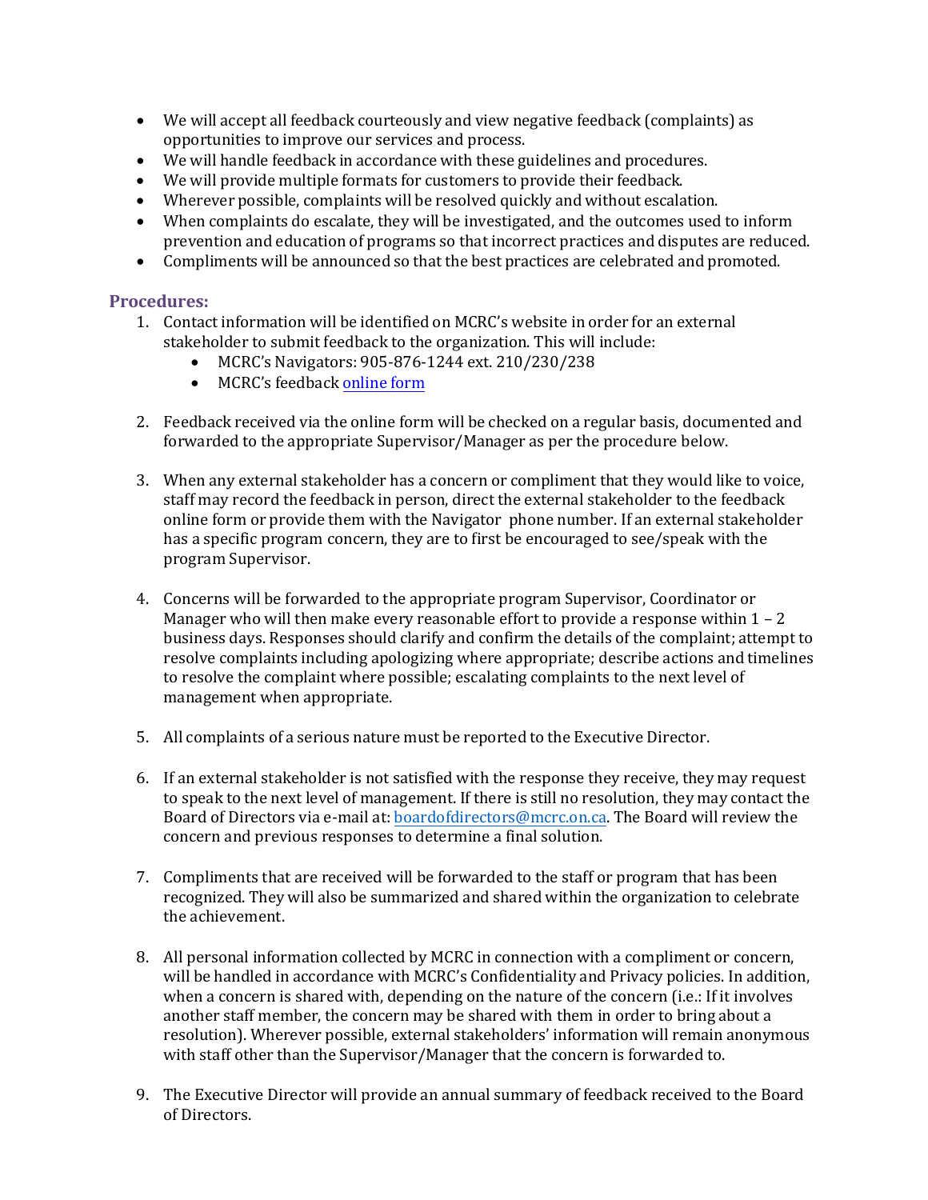- We will accept all feedback courteously and view negative feedback (complaints) as opportunities to improve our services and process.
- We will handle feedback in accordance with these guidelines and procedures.
- We will provide multiple formats for customers to provide their feedback.
- Wherever possible, complaints will be resolved quickly and without escalation.
- When complaints do escalate, they will be investigated, and the outcomes used to inform prevention and education of programs so that incorrect practices and disputes are reduced.
- Compliments will be announced so that the best practices are celebrated and promoted.

## Procedures:

1. Contact information will be identified on MCRC's website in order for an external stakeholder to submit feedback to the organization. This will include:
    - MCRC's Navigators: 905-876-1244 ext. 210/230/238
    - MCRC's feedback [online form]

2. Feedback received via the online form will be checked on a regular basis, documented and forwarded to the appropriate Supervisor/Manager as per the procedure below.

3. When any external stakeholder has a concern or compliment that they would like to voice, staff may record the feedback in person, direct the external stakeholder to the feedback online form or provide them with the Navigator phone number. If an external stakeholder has a specific program concern, they are to first be encouraged to see/speak with the program Supervisor.

4. Concerns will be forwarded to the appropriate program Supervisor, Coordinator or Manager who will then make every reasonable effort to provide a response within 1 – 2 business days. Responses should clarify and confirm the details of the complaint; attempt to resolve complaints including apologizing where appropriate; describe actions and timelines to resolve the complaint where possible; escalating complaints to the next level of management when appropriate.

5. All complaints of a serious nature must be reported to the Executive Director.

6. If an external stakeholder is not satisfied with the response they receive, they may request to speak to the next level of management. If there is still no resolution, they may contact the Board of Directors via e-mail at: boardofdirectors@mcrc.on.ca. The Board will review the concern and previous responses to determine a final solution.

7. Compliments that are received will be forwarded to the staff or program that has been recognized. They will also be summarized and shared within the organization to celebrate the achievement.

8. All personal information collected by MCRC in connection with a compliment or concern, will be handled in accordance with MCRC's Confidentiality and Privacy policies. In addition, when a concern is shared with, depending on the nature of the concern (i.e.: If it involves another staff member, the concern may be shared with them in order to bring about a resolution). Wherever possible, external stakeholders' information will remain anonymous with staff other than the Supervisor/Manager that the concern is forwarded to.

9. The Executive Director will provide an annual summary of feedback received to the Board of Directors.